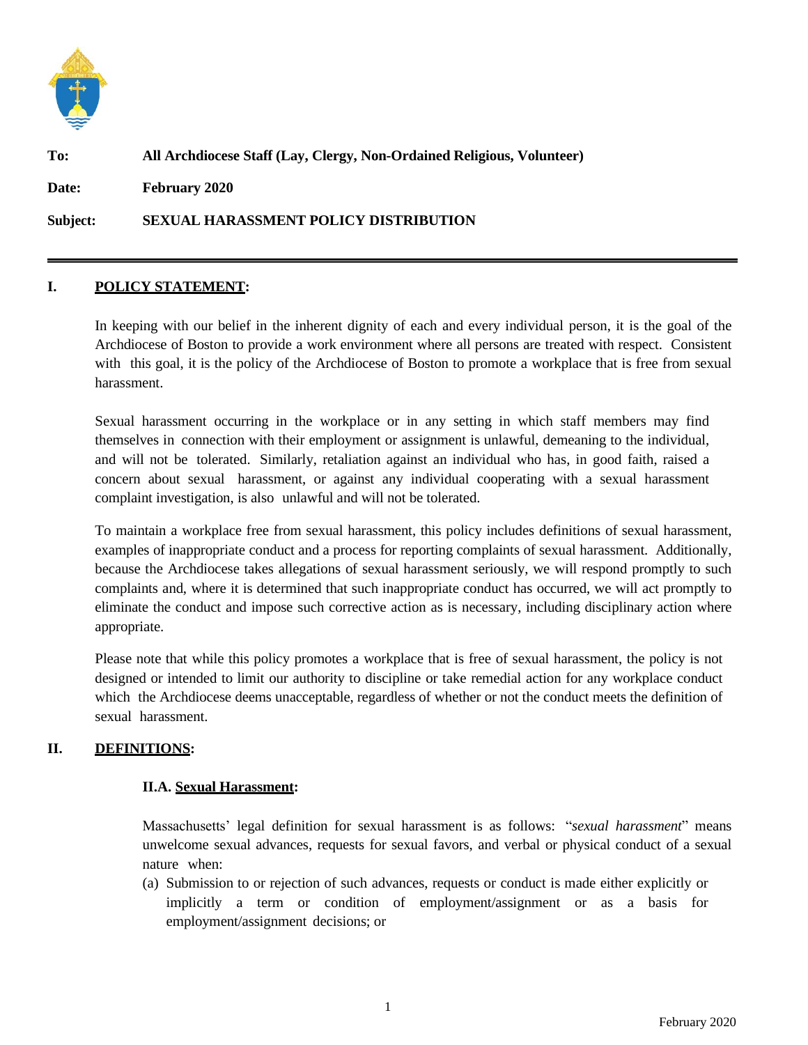**To:** **All Archdiocese Staff (Lay, Clergy, Non-Ordained Religious, Volunteer)**

**Date:** **February 2020**

**Subject:** **SEXUAL HARASSMENT POLICY DISTRIBUTION**

---

## I. POLICY STATEMENT:

In keeping with our belief in the inherent dignity of each and every individual person, it is the goal of the Archdiocese of Boston to provide a work environment where all persons are treated with respect. Consistent with this goal, it is the policy of the Archdiocese of Boston to promote a workplace that is free from sexual harassment.

Sexual harassment occurring in the workplace or in any setting in which staff members may find themselves in connection with their employment or assignment is unlawful, demeaning to the individual, and will not be tolerated. Similarly, retaliation against an individual who has, in good faith, raised a concern about sexual harassment, or against any individual cooperating with a sexual harassment complaint investigation, is also unlawful and will not be tolerated.

To maintain a workplace free from sexual harassment, this policy includes definitions of sexual harassment, examples of inappropriate conduct and a process for reporting complaints of sexual harassment. Additionally, because the Archdiocese takes allegations of sexual harassment seriously, we will respond promptly to such complaints and, where it is determined that such inappropriate conduct has occurred, we will act promptly to eliminate the conduct and impose such corrective action as is necessary, including disciplinary action where appropriate.

Please note that while this policy promotes a workplace that is free of sexual harassment, the policy is not designed or intended to limit our authority to discipline or take remedial action for any workplace conduct which the Archdiocese deems unacceptable, regardless of whether or not the conduct meets the definition of sexual harassment.

## II. DEFINITIONS:

### II.A. Sexual Harassment:

Massachusetts' legal definition for sexual harassment is as follows: "*sexual harassment*" means unwelcome sexual advances, requests for sexual favors, and verbal or physical conduct of a sexual nature when:

(a) Submission to or rejection of such advances, requests or conduct is made either explicitly or implicitly a term or condition of employment/assignment or as a basis for employment/assignment decisions; or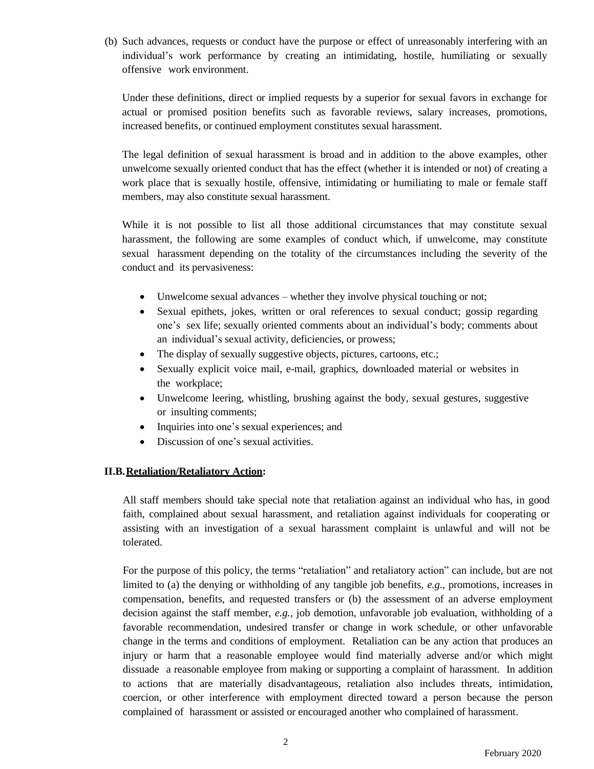(b) Such advances, requests or conduct have the purpose or effect of unreasonably interfering with an individual's work performance by creating an intimidating, hostile, humiliating or sexually offensive work environment.

Under these definitions, direct or implied requests by a superior for sexual favors in exchange for actual or promised position benefits such as favorable reviews, salary increases, promotions, increased benefits, or continued employment constitutes sexual harassment.

The legal definition of sexual harassment is broad and in addition to the above examples, other unwelcome sexually oriented conduct that has the effect (whether it is intended or not) of creating a work place that is sexually hostile, offensive, intimidating or humiliating to male or female staff members, may also constitute sexual harassment.

While it is not possible to list all those additional circumstances that may constitute sexual harassment, the following are some examples of conduct which, if unwelcome, may constitute sexual harassment depending on the totality of the circumstances including the severity of the conduct and its pervasiveness:

- Unwelcome sexual advances – whether they involve physical touching or not;
- Sexual epithets, jokes, written or oral references to sexual conduct; gossip regarding one's sex life; sexually oriented comments about an individual's body; comments about an individual's sexual activity, deficiencies, or prowess;
- The display of sexually suggestive objects, pictures, cartoons, etc.;
- Sexually explicit voice mail, e-mail, graphics, downloaded material or websites in the workplace;
- Unwelcome leering, whistling, brushing against the body, sexual gestures, suggestive or insulting comments;
- Inquiries into one's sexual experiences; and
- Discussion of one's sexual activities.

**II.B. <u>Retaliation/Retaliatory Action</u>:**

All staff members should take special note that retaliation against an individual who has, in good faith, complained about sexual harassment, and retaliation against individuals for cooperating or assisting with an investigation of a sexual harassment complaint is unlawful and will not be tolerated.

For the purpose of this policy, the terms "retaliation" and retaliatory action" can include, but are not limited to (a) the denying or withholding of any tangible job benefits, *e.g.*, promotions, increases in compensation, benefits, and requested transfers or (b) the assessment of an adverse employment decision against the staff member, *e.g.*, job demotion, unfavorable job evaluation, withholding of a favorable recommendation, undesired transfer or change in work schedule, or other unfavorable change in the terms and conditions of employment. Retaliation can be any action that produces an injury or harm that a reasonable employee would find materially adverse and/or which might dissuade a reasonable employee from making or supporting a complaint of harassment. In addition to actions that are materially disadvantageous, retaliation also includes threats, intimidation, coercion, or other interference with employment directed toward a person because the person complained of harassment or assisted or encouraged another who complained of harassment.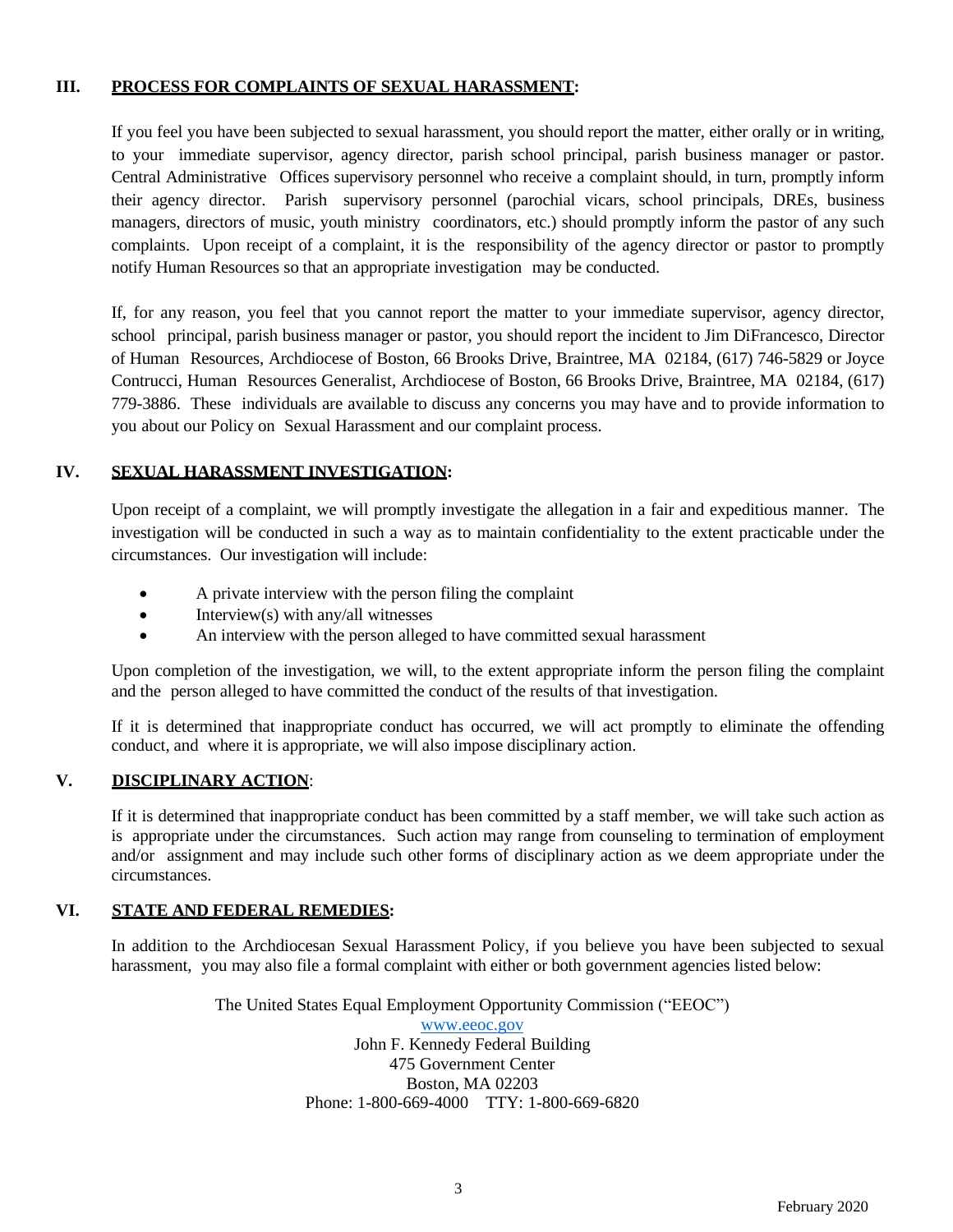## III. **PROCESS FOR COMPLAINTS OF SEXUAL HARASSMENT**:

If you feel you have been subjected to sexual harassment, you should report the matter, either orally or in writing, to your immediate supervisor, agency director, parish school principal, parish business manager or pastor. Central Administrative Offices supervisory personnel who receive a complaint should, in turn, promptly inform their agency director. Parish supervisory personnel (parochial vicars, school principals, DREs, business managers, directors of music, youth ministry coordinators, etc.) should promptly inform the pastor of any such complaints. Upon receipt of a complaint, it is the responsibility of the agency director or pastor to promptly notify Human Resources so that an appropriate investigation may be conducted.

If, for any reason, you feel that you cannot report the matter to your immediate supervisor, agency director, school principal, parish business manager or pastor, you should report the incident to Jim DiFrancesco, Director of Human Resources, Archdiocese of Boston, 66 Brooks Drive, Braintree, MA 02184, (617) 746-5829 or Joyce Contrucci, Human Resources Generalist, Archdiocese of Boston, 66 Brooks Drive, Braintree, MA 02184, (617) 779-3886. These individuals are available to discuss any concerns you may have and to provide information to you about our Policy on Sexual Harassment and our complaint process.

## IV. **SEXUAL HARASSMENT INVESTIGATION**:

Upon receipt of a complaint, we will promptly investigate the allegation in a fair and expeditious manner. The investigation will be conducted in such a way as to maintain confidentiality to the extent practicable under the circumstances. Our investigation will include:

- A private interview with the person filing the complaint
- Interview(s) with any/all witnesses
- An interview with the person alleged to have committed sexual harassment

Upon completion of the investigation, we will, to the extent appropriate inform the person filing the complaint and the person alleged to have committed the conduct of the results of that investigation.

If it is determined that inappropriate conduct has occurred, we will act promptly to eliminate the offending conduct, and where it is appropriate, we will also impose disciplinary action.

## V. **DISCIPLINARY ACTION**:

If it is determined that inappropriate conduct has been committed by a staff member, we will take such action as is appropriate under the circumstances. Such action may range from counseling to termination of employment and/or assignment and may include such other forms of disciplinary action as we deem appropriate under the circumstances.

## VI. **STATE AND FEDERAL REMEDIES**:

In addition to the Archdiocesan Sexual Harassment Policy, if you believe you have been subjected to sexual harassment, you may also file a formal complaint with either or both government agencies listed below:

The United States Equal Employment Opportunity Commission ("EEOC")
www.eeoc.gov
John F. Kennedy Federal Building
475 Government Center
Boston, MA 02203
Phone: 1-800-669-4000 TTY: 1-800-669-6820

February 2020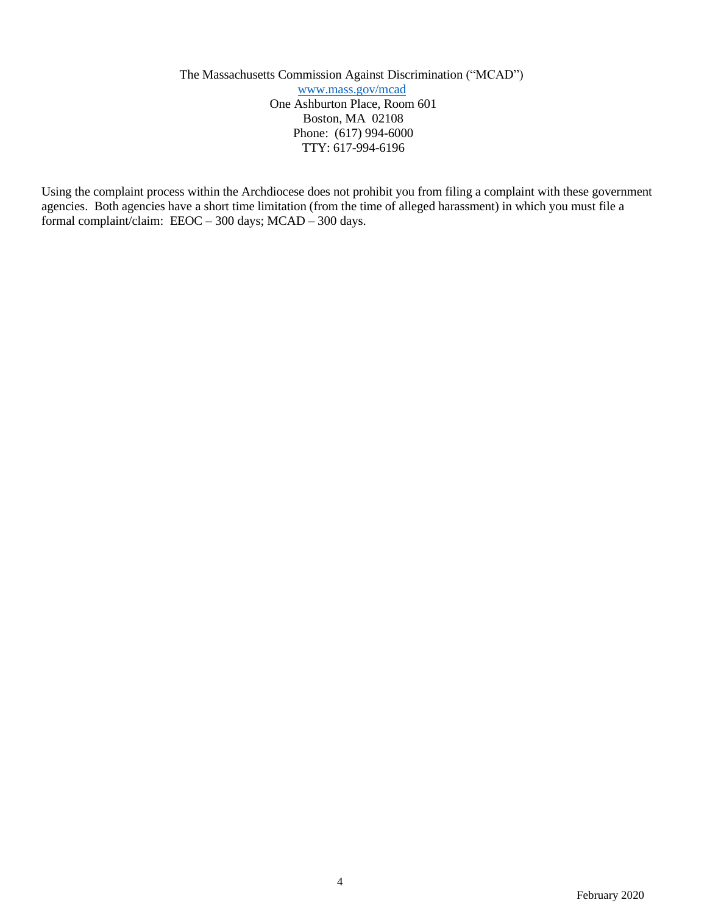The Massachusetts Commission Against Discrimination ("MCAD")
www.mass.gov/mcad
One Ashburton Place, Room 601
Boston, MA 02108
Phone: (617) 994-6000
TTY: 617-994-6196

Using the complaint process within the Archdiocese does not prohibit you from filing a complaint with these government agencies. Both agencies have a short time limitation (from the time of alleged harassment) in which you must file a formal complaint/claim: EEOC – 300 days; MCAD – 300 days.

February 2020